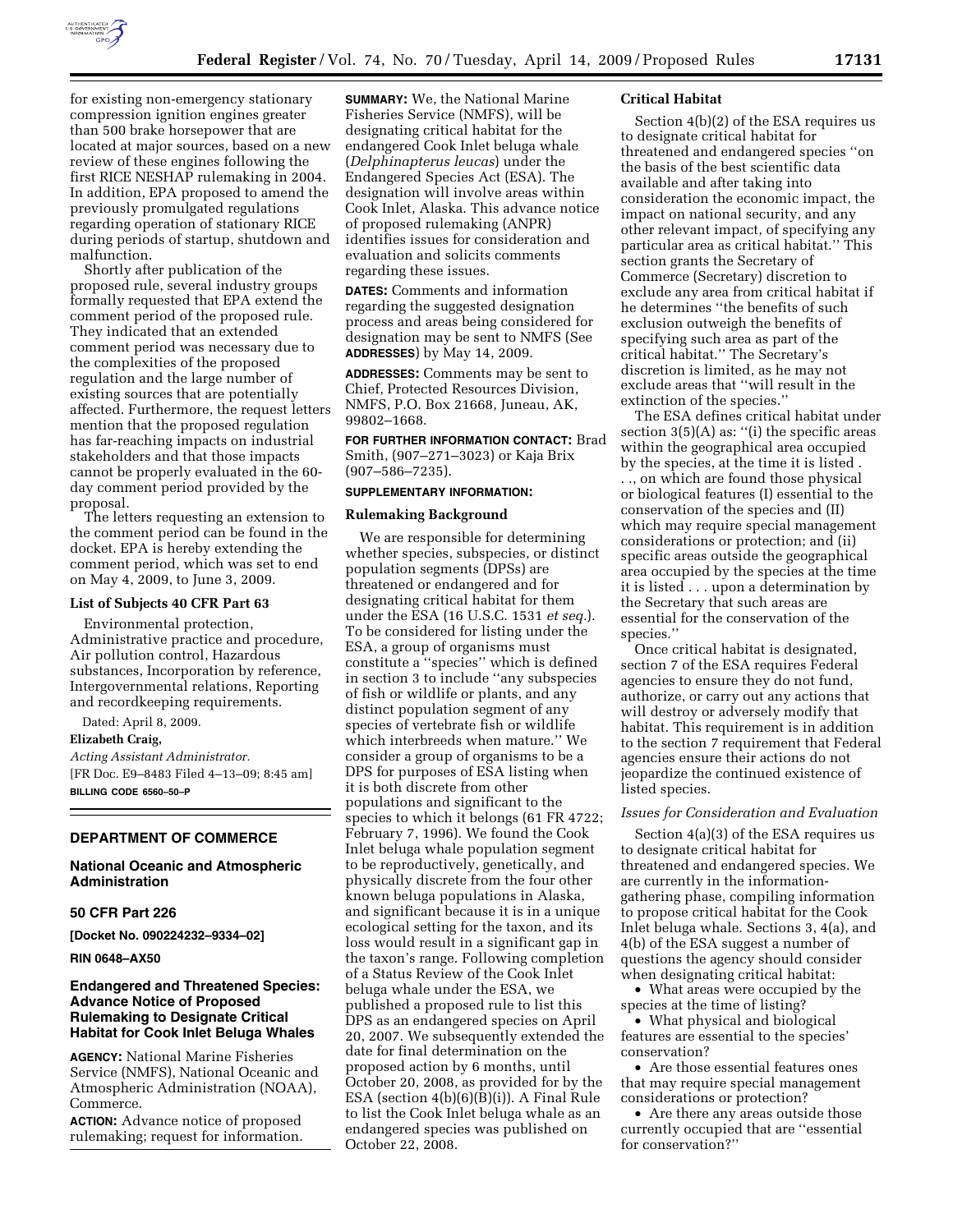for existing non-emergency stationary compression ignition engines greater than 500 brake horsepower that are located at major sources, based on a new review of these engines following the first RICE NESHAP rulemaking in 2004. In addition, EPA proposed to amend the previously promulgated regulations regarding operation of stationary RICE during periods of startup, shutdown and malfunction.

Shortly after publication of the proposed rule, several industry groups formally requested that EPA extend the comment period of the proposed rule. They indicated that an extended comment period was necessary due to the complexities of the proposed regulation and the large number of existing sources that are potentially affected. Furthermore, the request letters mention that the proposed regulation has far-reaching impacts on industrial stakeholders and that those impacts cannot be properly evaluated in the 60-day comment period provided by the proposal.

The letters requesting an extension to the comment period can be found in the docket. EPA is hereby extending the comment period, which was set to end on May 4, 2009, to June 3, 2009.

### List of Subjects 40 CFR Part 63

Environmental protection, Administrative practice and procedure, Air pollution control, Hazardous substances, Incorporation by reference, Intergovernmental relations, Reporting and recordkeeping requirements.

Dated: April 8, 2009.

**Elizabeth Craig,**

*Acting Assistant Administrator.*

[FR Doc. E9–8483 Filed 4–13–09; 8:45 am]

**BILLING CODE 6560–50–P**

## DEPARTMENT OF COMMERCE

### National Oceanic and Atmospheric Administration

### 50 CFR Part 226

**[Docket No. 090224232–9334–02]**

**RIN 0648–AX50**

## Endangered and Threatened Species: Advance Notice of Proposed Rulemaking to Designate Critical Habitat for Cook Inlet Beluga Whales

**AGENCY:** National Marine Fisheries Service (NMFS), National Oceanic and Atmospheric Administration (NOAA), Commerce.

**ACTION:** Advance notice of proposed rulemaking; request for information.

**SUMMARY:** We, the National Marine Fisheries Service (NMFS), will be designating critical habitat for the endangered Cook Inlet beluga whale (*Delphinapterus leucas*) under the Endangered Species Act (ESA). The designation will involve areas within Cook Inlet, Alaska. This advance notice of proposed rulemaking (ANPR) identifies issues for consideration and evaluation and solicits comments regarding these issues.

**DATES:** Comments and information regarding the suggested designation process and areas being considered for designation may be sent to NMFS (See **ADDRESSES**) by May 14, 2009.

**ADDRESSES:** Comments may be sent to Chief, Protected Resources Division, NMFS, P.O. Box 21668, Juneau, AK, 99802–1668.

**FOR FURTHER INFORMATION CONTACT:** Brad Smith, (907–271–3023) or Kaja Brix (907–586–7235).

**SUPPLEMENTARY INFORMATION:**

### Rulemaking Background

We are responsible for determining whether species, subspecies, or distinct population segments (DPSs) are threatened or endangered and for designating critical habitat for them under the ESA (16 U.S.C. 1531 *et seq.*). To be considered for listing under the ESA, a group of organisms must constitute a ''species'' which is defined in section 3 to include ''any subspecies of fish or wildlife or plants, and any distinct population segment of any species of vertebrate fish or wildlife which interbreeds when mature.'' We consider a group of organisms to be a DPS for purposes of ESA listing when it is both discrete from other populations and significant to the species to which it belongs (61 FR 4722; February 7, 1996). We found the Cook Inlet beluga whale population segment to be reproductively, genetically, and physically discrete from the four other known beluga populations in Alaska, and significant because it is in a unique ecological setting for the taxon, and its loss would result in a significant gap in the taxon's range. Following completion of a Status Review of the Cook Inlet beluga whale under the ESA, we published a proposed rule to list this DPS as an endangered species on April 20, 2007. We subsequently extended the date for final determination on the proposed action by 6 months, until October 20, 2008, as provided for by the ESA (section 4(b)(6)(B)(i)). A Final Rule to list the Cook Inlet beluga whale as an endangered species was published on October 22, 2008.

### Critical Habitat

Section 4(b)(2) of the ESA requires us to designate critical habitat for threatened and endangered species ''on the basis of the best scientific data available and after taking into consideration the economic impact, the impact on national security, and any other relevant impact, of specifying any particular area as critical habitat.'' This section grants the Secretary of Commerce (Secretary) discretion to exclude any area from critical habitat if he determines ''the benefits of such exclusion outweigh the benefits of specifying such area as part of the critical habitat.'' The Secretary's discretion is limited, as he may not exclude areas that ''will result in the extinction of the species.''

The ESA defines critical habitat under section 3(5)(A) as: ''(i) the specific areas within the geographical area occupied by the species, at the time it is listed . . ., on which are found those physical or biological features (I) essential to the conservation of the species and (II) which may require special management considerations or protection; and (ii) specific areas outside the geographical area occupied by the species at the time it is listed . . . upon a determination by the Secretary that such areas are essential for the conservation of the species.''

Once critical habitat is designated, section 7 of the ESA requires Federal agencies to ensure they do not fund, authorize, or carry out any actions that will destroy or adversely modify that habitat. This requirement is in addition to the section 7 requirement that Federal agencies ensure their actions do not jeopardize the continued existence of listed species.

#### *Issues for Consideration and Evaluation*

Section 4(a)(3) of the ESA requires us to designate critical habitat for threatened and endangered species. We are currently in the information-gathering phase, compiling information to propose critical habitat for the Cook Inlet beluga whale. Sections 3, 4(a), and 4(b) of the ESA suggest a number of questions the agency should consider when designating critical habitat:

- What areas were occupied by the species at the time of listing?
- What physical and biological features are essential to the species' conservation?
- Are those essential features ones that may require special management considerations or protection?
- Are there any areas outside those currently occupied that are ''essential for conservation?''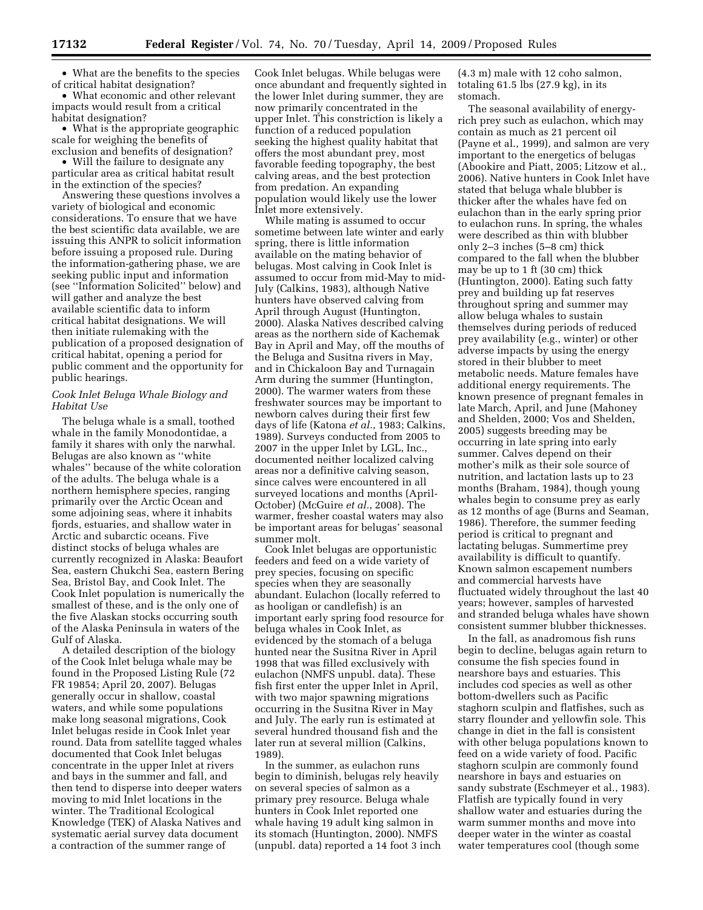• What are the benefits to the species of critical habitat designation?

• What economic and other relevant impacts would result from a critical habitat designation?

• What is the appropriate geographic scale for weighing the benefits of exclusion and benefits of designation?

• Will the failure to designate any particular area as critical habitat result in the extinction of the species?

Answering these questions involves a variety of biological and economic considerations. To ensure that we have the best scientific data available, we are issuing this ANPR to solicit information before issuing a proposed rule. During the information-gathering phase, we are seeking public input and information (see ''Information Solicited'' below) and will gather and analyze the best available scientific data to inform critical habitat designations. We will then initiate rulemaking with the publication of a proposed designation of critical habitat, opening a period for public comment and the opportunity for public hearings.

*Cook Inlet Beluga Whale Biology and Habitat Use*

The beluga whale is a small, toothed whale in the family Monodontidae, a family it shares with only the narwhal. Belugas are also known as ''white whales'' because of the white coloration of the adults. The beluga whale is a northern hemisphere species, ranging primarily over the Arctic Ocean and some adjoining seas, where it inhabits fjords, estuaries, and shallow water in Arctic and subarctic oceans. Five distinct stocks of beluga whales are currently recognized in Alaska: Beaufort Sea, eastern Chukchi Sea, eastern Bering Sea, Bristol Bay, and Cook Inlet. The Cook Inlet population is numerically the smallest of these, and is the only one of the five Alaskan stocks occurring south of the Alaska Peninsula in waters of the Gulf of Alaska.

A detailed description of the biology of the Cook Inlet beluga whale may be found in the Proposed Listing Rule (72 FR 19854; April 20, 2007). Belugas generally occur in shallow, coastal waters, and while some populations make long seasonal migrations, Cook Inlet belugas reside in Cook Inlet year round. Data from satellite tagged whales documented that Cook Inlet belugas concentrate in the upper Inlet at rivers and bays in the summer and fall, and then tend to disperse into deeper waters moving to mid Inlet locations in the winter. The Traditional Ecological Knowledge (TEK) of Alaska Natives and systematic aerial survey data document a contraction of the summer range of Cook Inlet belugas. While belugas were once abundant and frequently sighted in the lower Inlet during summer, they are now primarily concentrated in the upper Inlet. This constriction is likely a function of a reduced population seeking the highest quality habitat that offers the most abundant prey, most favorable feeding topography, the best calving areas, and the best protection from predation. An expanding population would likely use the lower Inlet more extensively.

While mating is assumed to occur sometime between late winter and early spring, there is little information available on the mating behavior of belugas. Most calving in Cook Inlet is assumed to occur from mid-May to mid-July (Calkins, 1983), although Native hunters have observed calving from April through August (Huntington, 2000). Alaska Natives described calving areas as the northern side of Kachemak Bay in April and May, off the mouths of the Beluga and Susitna rivers in May, and in Chickaloon Bay and Turnagain Arm during the summer (Huntington, 2000). The warmer waters from these freshwater sources may be important to newborn calves during their first few days of life (Katona *et al.*, 1983; Calkins, 1989). Surveys conducted from 2005 to 2007 in the upper Inlet by LGL, Inc., documented neither localized calving areas nor a definitive calving season, since calves were encountered in all surveyed locations and months (April-October) (McGuire *et al.*, 2008). The warmer, fresher coastal waters may also be important areas for belugas' seasonal summer molt.

Cook Inlet belugas are opportunistic feeders and feed on a wide variety of prey species, focusing on specific species when they are seasonally abundant. Eulachon (locally referred to as hooligan or candlefish) is an important early spring food resource for beluga whales in Cook Inlet, as evidenced by the stomach of a beluga hunted near the Susitna River in April 1998 that was filled exclusively with eulachon (NMFS unpubl. data). These fish first enter the upper Inlet in April, with two major spawning migrations occurring in the Susitna River in May and July. The early run is estimated at several hundred thousand fish and the later run at several million (Calkins, 1989).

In the summer, as eulachon runs begin to diminish, belugas rely heavily on several species of salmon as a primary prey resource. Beluga whale hunters in Cook Inlet reported one whale having 19 adult king salmon in its stomach (Huntington, 2000). NMFS (unpubl. data) reported a 14 foot 3 inch (4.3 m) male with 12 coho salmon, totaling 61.5 lbs (27.9 kg), in its stomach.

The seasonal availability of energy-rich prey such as eulachon, which may contain as much as 21 percent oil (Payne et al., 1999), and salmon are very important to the energetics of belugas (Abookire and Piatt, 2005; Litzow et al., 2006). Native hunters in Cook Inlet have stated that beluga whale blubber is thicker after the whales have fed on eulachon than in the early spring prior to eulachon runs. In spring, the whales were described as thin with blubber only 2–3 inches (5–8 cm) thick compared to the fall when the blubber may be up to 1 ft (30 cm) thick (Huntington, 2000). Eating such fatty prey and building up fat reserves throughout spring and summer may allow beluga whales to sustain themselves during periods of reduced prey availability (e.g., winter) or other adverse impacts by using the energy stored in their blubber to meet metabolic needs. Mature females have additional energy requirements. The known presence of pregnant females in late March, April, and June (Mahoney and Shelden, 2000; Vos and Shelden, 2005) suggests breeding may be occurring in late spring into early summer. Calves depend on their mother's milk as their sole source of nutrition, and lactation lasts up to 23 months (Braham, 1984), though young whales begin to consume prey as early as 12 months of age (Burns and Seaman, 1986). Therefore, the summer feeding period is critical to pregnant and lactating belugas. Summertime prey availability is difficult to quantify. Known salmon escapement numbers and commercial harvests have fluctuated widely throughout the last 40 years; however, samples of harvested and stranded beluga whales have shown consistent summer blubber thicknesses.

In the fall, as anadromous fish runs begin to decline, belugas again return to consume the fish species found in nearshore bays and estuaries. This includes cod species as well as other bottom-dwellers such as Pacific staghorn sculpin and flatfishes, such as starry flounder and yellowfin sole. This change in diet in the fall is consistent with other beluga populations known to feed on a wide variety of food. Pacific staghorn sculpin are commonly found nearshore in bays and estuaries on sandy substrate (Eschmeyer et al., 1983). Flatfish are typically found in very shallow water and estuaries during the warm summer months and move into deeper water in the winter as coastal water temperatures cool (though some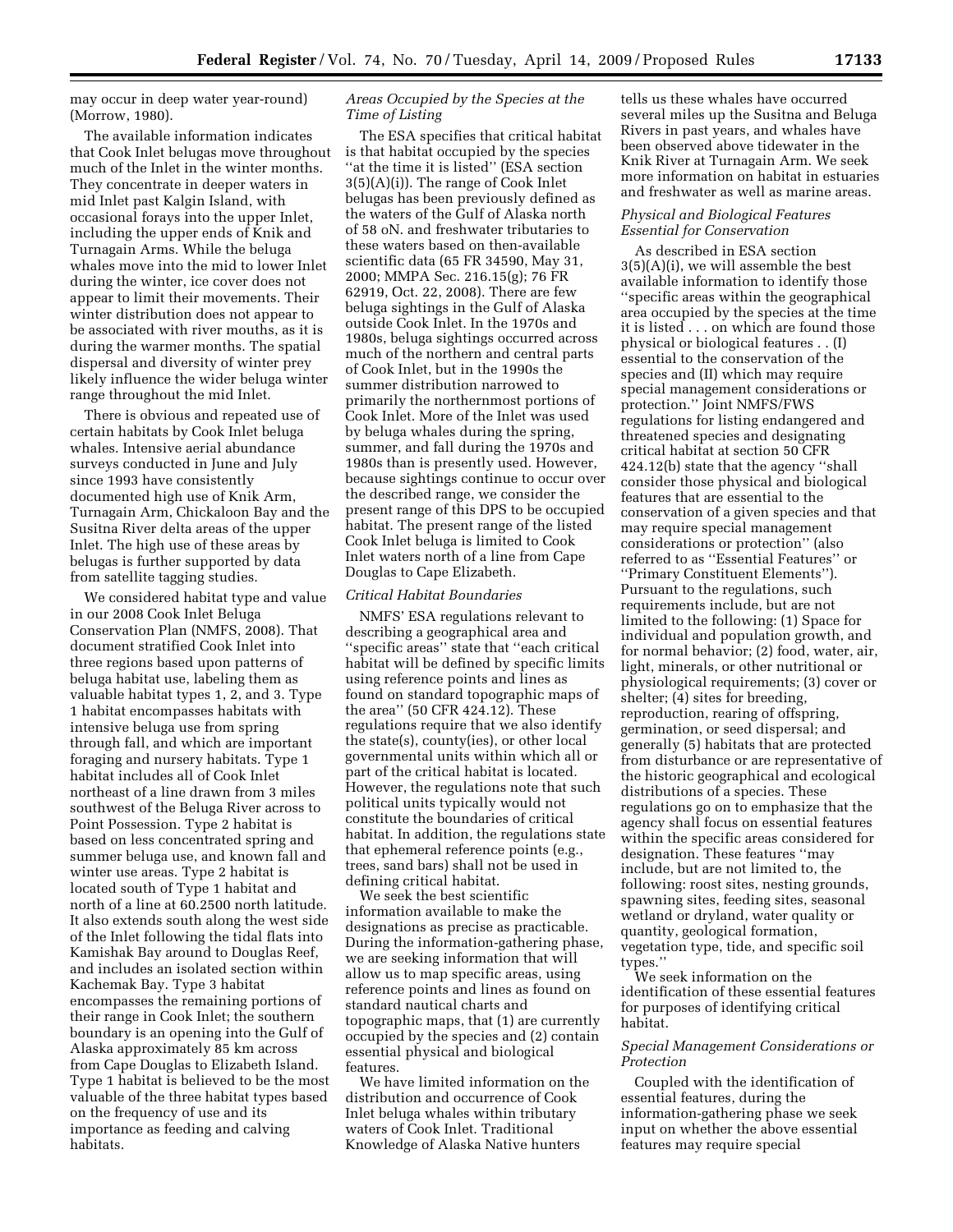may occur in deep water year-round) (Morrow, 1980).

The available information indicates that Cook Inlet belugas move throughout much of the Inlet in the winter months. They concentrate in deeper waters in mid Inlet past Kalgin Island, with occasional forays into the upper Inlet, including the upper ends of Knik and Turnagain Arms. While the beluga whales move into the mid to lower Inlet during the winter, ice cover does not appear to limit their movements. Their winter distribution does not appear to be associated with river mouths, as it is during the warmer months. The spatial dispersal and diversity of winter prey likely influence the wider beluga winter range throughout the mid Inlet.

There is obvious and repeated use of certain habitats by Cook Inlet beluga whales. Intensive aerial abundance surveys conducted in June and July since 1993 have consistently documented high use of Knik Arm, Turnagain Arm, Chickaloon Bay and the Susitna River delta areas of the upper Inlet. The high use of these areas by belugas is further supported by data from satellite tagging studies.

We considered habitat type and value in our 2008 Cook Inlet Beluga Conservation Plan (NMFS, 2008). That document stratified Cook Inlet into three regions based upon patterns of beluga habitat use, labeling them as valuable habitat types 1, 2, and 3. Type 1 habitat encompasses habitats with intensive beluga use from spring through fall, and which are important foraging and nursery habitats. Type 1 habitat includes all of Cook Inlet northeast of a line drawn from 3 miles southwest of the Beluga River across to Point Possession. Type 2 habitat is based on less concentrated spring and summer beluga use, and known fall and winter use areas. Type 2 habitat is located south of Type 1 habitat and north of a line at 60.2500 north latitude. It also extends south along the west side of the Inlet following the tidal flats into Kamishak Bay around to Douglas Reef, and includes an isolated section within Kachemak Bay. Type 3 habitat encompasses the remaining portions of their range in Cook Inlet; the southern boundary is an opening into the Gulf of Alaska approximately 85 km across from Cape Douglas to Elizabeth Island. Type 1 habitat is believed to be the most valuable of the three habitat types based on the frequency of use and its importance as feeding and calving habitats.

*Areas Occupied by the Species at the Time of Listing*

The ESA specifies that critical habitat is that habitat occupied by the species ''at the time it is listed'' (ESA section 3(5)(A)(i)). The range of Cook Inlet belugas has been previously defined as the waters of the Gulf of Alaska north of 58 oN. and freshwater tributaries to these waters based on then-available scientific data (65 FR 34590, May 31, 2000; MMPA Sec. 216.15(g); 76 FR 62919, Oct. 22, 2008). There are few beluga sightings in the Gulf of Alaska outside Cook Inlet. In the 1970s and 1980s, beluga sightings occurred across much of the northern and central parts of Cook Inlet, but in the 1990s the summer distribution narrowed to primarily the northernmost portions of Cook Inlet. More of the Inlet was used by beluga whales during the spring, summer, and fall during the 1970s and 1980s than is presently used. However, because sightings continue to occur over the described range, we consider the present range of this DPS to be occupied habitat. The present range of the listed Cook Inlet beluga is limited to Cook Inlet waters north of a line from Cape Douglas to Cape Elizabeth.

*Critical Habitat Boundaries*

NMFS' ESA regulations relevant to describing a geographical area and ''specific areas'' state that ''each critical habitat will be defined by specific limits using reference points and lines as found on standard topographic maps of the area'' (50 CFR 424.12). These regulations require that we also identify the state(s), county(ies), or other local governmental units within which all or part of the critical habitat is located. However, the regulations note that such political units typically would not constitute the boundaries of critical habitat. In addition, the regulations state that ephemeral reference points (e.g., trees, sand bars) shall not be used in defining critical habitat.

We seek the best scientific information available to make the designations as precise as practicable. During the information-gathering phase, we are seeking information that will allow us to map specific areas, using reference points and lines as found on standard nautical charts and topographic maps, that (1) are currently occupied by the species and (2) contain essential physical and biological features.

We have limited information on the distribution and occurrence of Cook Inlet beluga whales within tributary waters of Cook Inlet. Traditional Knowledge of Alaska Native hunters tells us these whales have occurred several miles up the Susitna and Beluga Rivers in past years, and whales have been observed above tidewater in the Knik River at Turnagain Arm. We seek more information on habitat in estuaries and freshwater as well as marine areas.

*Physical and Biological Features Essential for Conservation*

As described in ESA section 3(5)(A)(i), we will assemble the best available information to identify those ''specific areas within the geographical area occupied by the species at the time it is listed . . . on which are found those physical or biological features . . (I) essential to the conservation of the species and (II) which may require special management considerations or protection.'' Joint NMFS/FWS regulations for listing endangered and threatened species and designating critical habitat at section 50 CFR 424.12(b) state that the agency ''shall consider those physical and biological features that are essential to the conservation of a given species and that may require special management considerations or protection'' (also referred to as ''Essential Features'' or ''Primary Constituent Elements''). Pursuant to the regulations, such requirements include, but are not limited to the following: (1) Space for individual and population growth, and for normal behavior; (2) food, water, air, light, minerals, or other nutritional or physiological requirements; (3) cover or shelter; (4) sites for breeding, reproduction, rearing of offspring, germination, or seed dispersal; and generally (5) habitats that are protected from disturbance or are representative of the historic geographical and ecological distributions of a species. These regulations go on to emphasize that the agency shall focus on essential features within the specific areas considered for designation. These features ''may include, but are not limited to, the following: roost sites, nesting grounds, spawning sites, feeding sites, seasonal wetland or dryland, water quality or quantity, geological formation, vegetation type, tide, and specific soil types.''

We seek information on the identification of these essential features for purposes of identifying critical habitat.

*Special Management Considerations or Protection*

Coupled with the identification of essential features, during the information-gathering phase we seek input on whether the above essential features may require special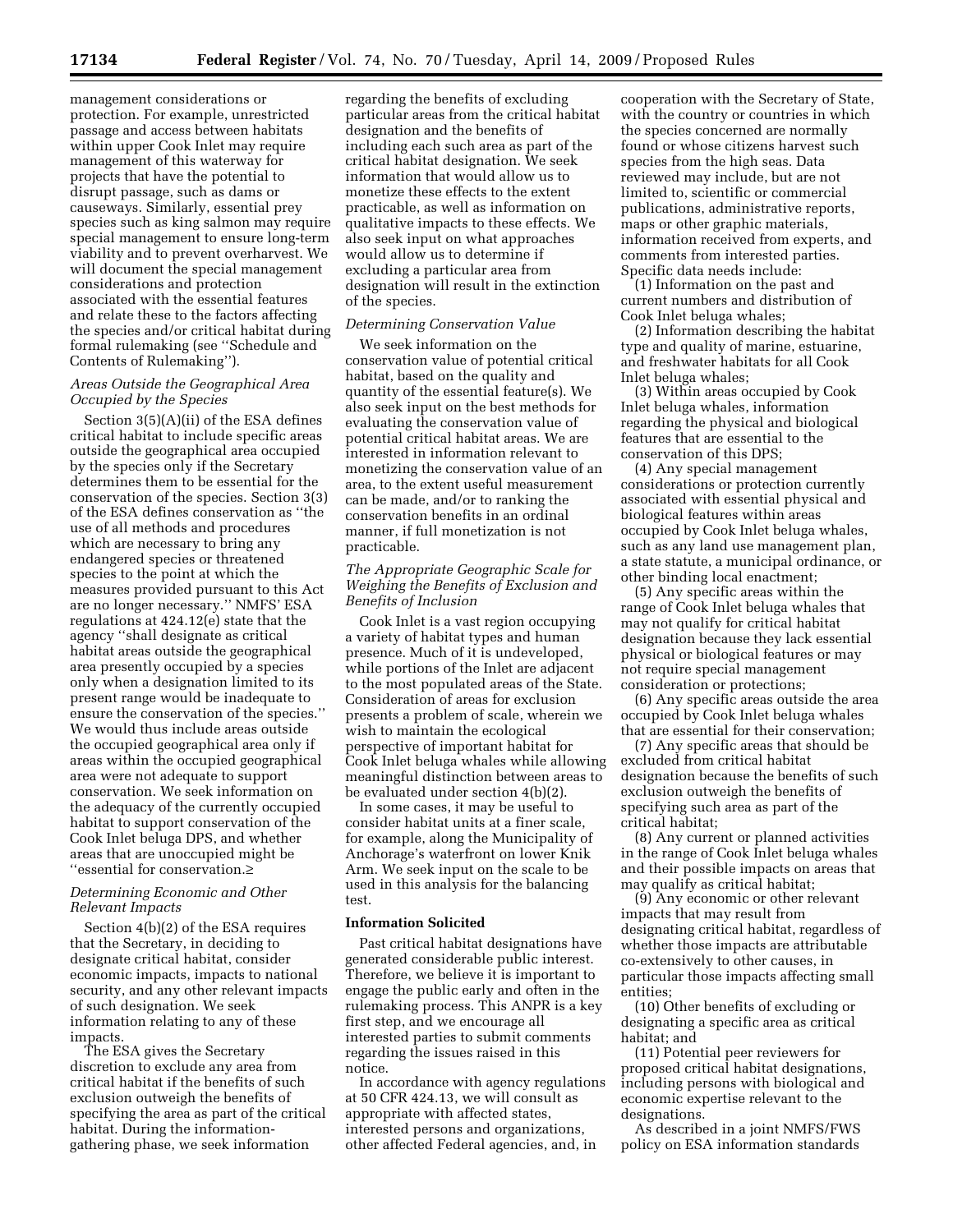management considerations or protection. For example, unrestricted passage and access between habitats within upper Cook Inlet may require management of this waterway for projects that have the potential to disrupt passage, such as dams or causeways. Similarly, essential prey species such as king salmon may require special management to ensure long-term viability and to prevent overharvest. We will document the special management considerations and protection associated with the essential features and relate these to the factors affecting the species and/or critical habitat during formal rulemaking (see ''Schedule and Contents of Rulemaking'').

*Areas Outside the Geographical Area Occupied by the Species*

Section 3(5)(A)(ii) of the ESA defines critical habitat to include specific areas outside the geographical area occupied by the species only if the Secretary determines them to be essential for the conservation of the species. Section 3(3) of the ESA defines conservation as ''the use of all methods and procedures which are necessary to bring any endangered species or threatened species to the point at which the measures provided pursuant to this Act are no longer necessary.'' NMFS' ESA regulations at 424.12(e) state that the agency ''shall designate as critical habitat areas outside the geographical area presently occupied by a species only when a designation limited to its present range would be inadequate to ensure the conservation of the species.'' We would thus include areas outside the occupied geographical area only if areas within the occupied geographical area were not adequate to support conservation. We seek information on the adequacy of the currently occupied habitat to support conservation of the Cook Inlet beluga DPS, and whether areas that are unoccupied might be ''essential for conservation.≥

*Determining Economic and Other Relevant Impacts*

Section 4(b)(2) of the ESA requires that the Secretary, in deciding to designate critical habitat, consider economic impacts, impacts to national security, and any other relevant impacts of such designation. We seek information relating to any of these impacts.

The ESA gives the Secretary discretion to exclude any area from critical habitat if the benefits of such exclusion outweigh the benefits of specifying the area as part of the critical habitat. During the information-gathering phase, we seek information regarding the benefits of excluding particular areas from the critical habitat designation and the benefits of including each such area as part of the critical habitat designation. We seek information that would allow us to monetize these effects to the extent practicable, as well as information on qualitative impacts to these effects. We also seek input on what approaches would allow us to determine if excluding a particular area from designation will result in the extinction of the species.

*Determining Conservation Value*

We seek information on the conservation value of potential critical habitat, based on the quality and quantity of the essential feature(s). We also seek input on the best methods for evaluating the conservation value of potential critical habitat areas. We are interested in information relevant to monetizing the conservation value of an area, to the extent useful measurement can be made, and/or to ranking the conservation benefits in an ordinal manner, if full monetization is not practicable.

*The Appropriate Geographic Scale for Weighing the Benefits of Exclusion and Benefits of Inclusion*

Cook Inlet is a vast region occupying a variety of habitat types and human presence. Much of it is undeveloped, while portions of the Inlet are adjacent to the most populated areas of the State. Consideration of areas for exclusion presents a problem of scale, wherein we wish to maintain the ecological perspective of important habitat for Cook Inlet beluga whales while allowing meaningful distinction between areas to be evaluated under section 4(b)(2).

In some cases, it may be useful to consider habitat units at a finer scale, for example, along the Municipality of Anchorage's waterfront on lower Knik Arm. We seek input on the scale to be used in this analysis for the balancing test.

**Information Solicited**

Past critical habitat designations have generated considerable public interest. Therefore, we believe it is important to engage the public early and often in the rulemaking process. This ANPR is a key first step, and we encourage all interested parties to submit comments regarding the issues raised in this notice.

In accordance with agency regulations at 50 CFR 424.13, we will consult as appropriate with affected states, interested persons and organizations, other affected Federal agencies, and, in cooperation with the Secretary of State, with the country or countries in which the species concerned are normally found or whose citizens harvest such species from the high seas. Data reviewed may include, but are not limited to, scientific or commercial publications, administrative reports, maps or other graphic materials, information received from experts, and comments from interested parties. Specific data needs include:

(1) Information on the past and current numbers and distribution of Cook Inlet beluga whales;

(2) Information describing the habitat type and quality of marine, estuarine, and freshwater habitats for all Cook Inlet beluga whales;

(3) Within areas occupied by Cook Inlet beluga whales, information regarding the physical and biological features that are essential to the conservation of this DPS;

(4) Any special management considerations or protection currently associated with essential physical and biological features within areas occupied by Cook Inlet beluga whales, such as any land use management plan, a state statute, a municipal ordinance, or other binding local enactment;

(5) Any specific areas within the range of Cook Inlet beluga whales that may not qualify for critical habitat designation because they lack essential physical or biological features or may not require special management consideration or protections;

(6) Any specific areas outside the area occupied by Cook Inlet beluga whales that are essential for their conservation;

(7) Any specific areas that should be excluded from critical habitat designation because the benefits of such exclusion outweigh the benefits of specifying such area as part of the critical habitat;

(8) Any current or planned activities in the range of Cook Inlet beluga whales and their possible impacts on areas that may qualify as critical habitat;

(9) Any economic or other relevant impacts that may result from designating critical habitat, regardless of whether those impacts are attributable co-extensively to other causes, in particular those impacts affecting small entities;

(10) Other benefits of excluding or designating a specific area as critical habitat; and

(11) Potential peer reviewers for proposed critical habitat designations, including persons with biological and economic expertise relevant to the designations.

As described in a joint NMFS/FWS policy on ESA information standards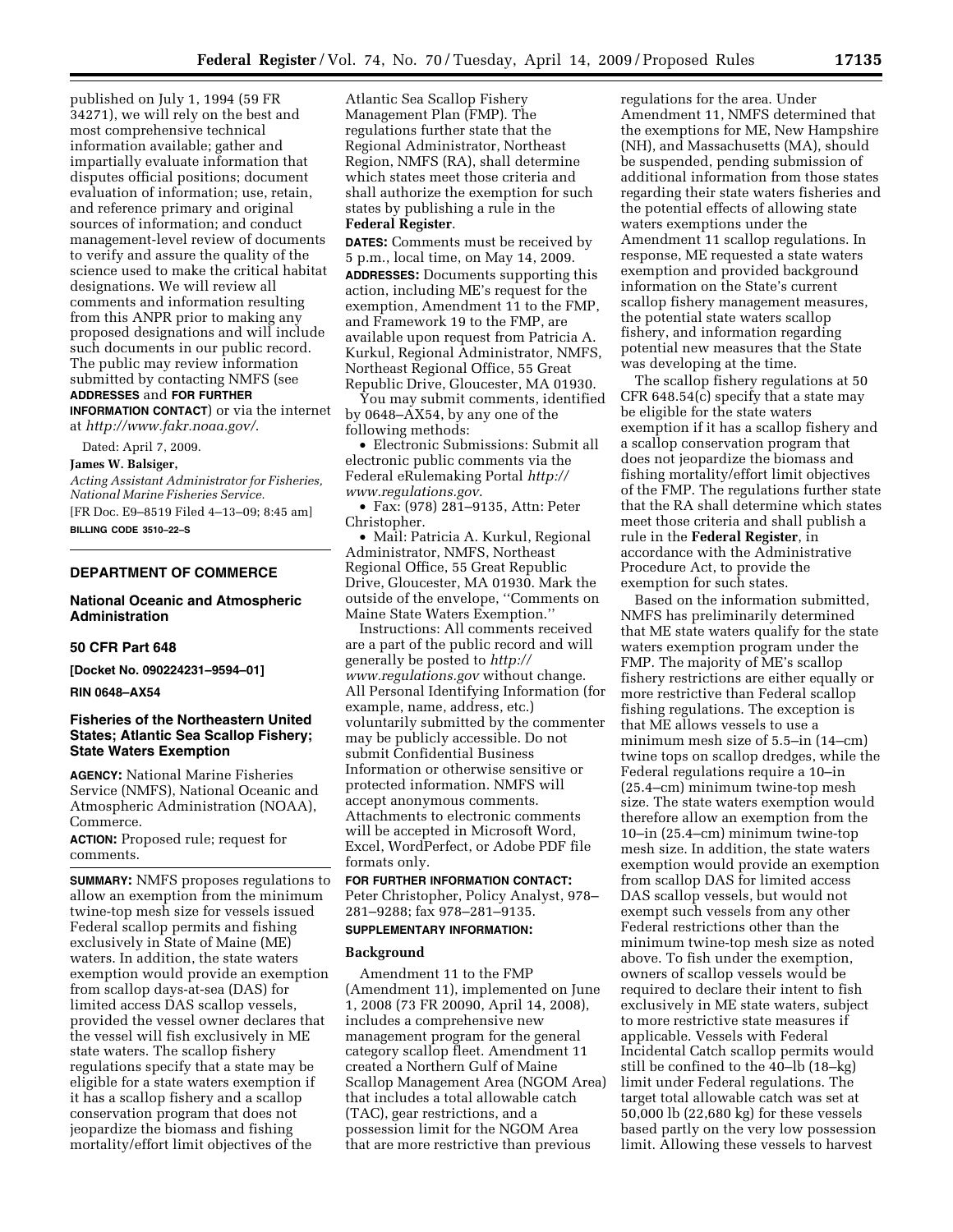published on July 1, 1994 (59 FR 34271), we will rely on the best and most comprehensive technical information available; gather and impartially evaluate information that disputes official positions; document evaluation of information; use, retain, and reference primary and original sources of information; and conduct management-level review of documents to verify and assure the quality of the science used to make the critical habitat designations. We will review all comments and information resulting from this ANPR prior to making any proposed designations and will include such documents in our public record. The public may review information submitted by contacting NMFS (see **ADDRESSES** and **FOR FURTHER INFORMATION CONTACT**) or via the internet at *http://www.fakr.noaa.gov/*.

Dated: April 7, 2009.

**James W. Balsiger,**

*Acting Assistant Administrator for Fisheries, National Marine Fisheries Service.*

[FR Doc. E9–8519 Filed 4–13–09; 8:45 am]

**BILLING CODE 3510–22–S**

---

## DEPARTMENT OF COMMERCE

### National Oceanic and Atmospheric Administration

### 50 CFR Part 648

**[Docket No. 090224231–9594–01]**

**RIN 0648–AX54**

### Fisheries of the Northeastern United States; Atlantic Sea Scallop Fishery; State Waters Exemption

**AGENCY:** National Marine Fisheries Service (NMFS), National Oceanic and Atmospheric Administration (NOAA), Commerce.

**ACTION:** Proposed rule; request for comments.

**SUMMARY:** NMFS proposes regulations to allow an exemption from the minimum twine-top mesh size for vessels issued Federal scallop permits and fishing exclusively in State of Maine (ME) waters. In addition, the state waters exemption would provide an exemption from scallop days-at-sea (DAS) for limited access DAS scallop vessels, provided the vessel owner declares that the vessel will fish exclusively in ME state waters. The scallop fishery regulations specify that a state may be eligible for a state waters exemption if it has a scallop fishery and a scallop conservation program that does not jeopardize the biomass and fishing mortality/effort limit objectives of the Atlantic Sea Scallop Fishery Management Plan (FMP). The regulations further state that the Regional Administrator, Northeast Region, NMFS (RA), shall determine which states meet those criteria and shall authorize the exemption for such states by publishing a rule in the **Federal Register**.

**DATES:** Comments must be received by 5 p.m., local time, on May 14, 2009.

**ADDRESSES:** Documents supporting this action, including ME's request for the exemption, Amendment 11 to the FMP, and Framework 19 to the FMP, are available upon request from Patricia A. Kurkul, Regional Administrator, NMFS, Northeast Regional Office, 55 Great Republic Drive, Gloucester, MA 01930.

You may submit comments, identified by 0648–AX54, by any one of the following methods:

- Electronic Submissions: Submit all electronic public comments via the Federal eRulemaking Portal *http://www.regulations.gov*.
- Fax: (978) 281–9135, Attn: Peter Christopher.
- Mail: Patricia A. Kurkul, Regional Administrator, NMFS, Northeast Regional Office, 55 Great Republic Drive, Gloucester, MA 01930. Mark the outside of the envelope, ''Comments on Maine State Waters Exemption.''

Instructions: All comments received are a part of the public record and will generally be posted to *http://www.regulations.gov* without change. All Personal Identifying Information (for example, name, address, etc.) voluntarily submitted by the commenter may be publicly accessible. Do not submit Confidential Business Information or otherwise sensitive or protected information. NMFS will accept anonymous comments. Attachments to electronic comments will be accepted in Microsoft Word, Excel, WordPerfect, or Adobe PDF file formats only.

**FOR FURTHER INFORMATION CONTACT:** Peter Christopher, Policy Analyst, 978–281–9288; fax 978–281–9135.

**SUPPLEMENTARY INFORMATION:**

#### Background

Amendment 11 to the FMP (Amendment 11), implemented on June 1, 2008 (73 FR 20090, April 14, 2008), includes a comprehensive new management program for the general category scallop fleet. Amendment 11 created a Northern Gulf of Maine Scallop Management Area (NGOM Area) that includes a total allowable catch (TAC), gear restrictions, and a possession limit for the NGOM Area that are more restrictive than previous regulations for the area. Under Amendment 11, NMFS determined that the exemptions for ME, New Hampshire (NH), and Massachusetts (MA), should be suspended, pending submission of additional information from those states regarding their state waters fisheries and the potential effects of allowing state waters exemptions under the Amendment 11 scallop regulations. In response, ME requested a state waters exemption and provided background information on the State's current scallop fishery management measures, the potential state waters scallop fishery, and information regarding potential new measures that the State was developing at the time.

The scallop fishery regulations at 50 CFR 648.54(c) specify that a state may be eligible for the state waters exemption if it has a scallop fishery and a scallop conservation program that does not jeopardize the biomass and fishing mortality/effort limit objectives of the FMP. The regulations further state that the RA shall determine which states meet those criteria and shall publish a rule in the **Federal Register**, in accordance with the Administrative Procedure Act, to provide the exemption for such states.

Based on the information submitted, NMFS has preliminarily determined that ME state waters qualify for the state waters exemption program under the FMP. The majority of ME's scallop fishery restrictions are either equally or more restrictive than Federal scallop fishing regulations. The exception is that ME allows vessels to use a minimum mesh size of 5.5–in (14–cm) twine tops on scallop dredges, while the Federal regulations require a 10–in (25.4–cm) minimum twine-top mesh size. The state waters exemption would therefore allow an exemption from the 10–in (25.4–cm) minimum twine-top mesh size. In addition, the state waters exemption would provide an exemption from scallop DAS for limited access DAS scallop vessels, but would not exempt such vessels from any other Federal restrictions other than the minimum twine-top mesh size as noted above. To fish under the exemption, owners of scallop vessels would be required to declare their intent to fish exclusively in ME state waters, subject to more restrictive state measures if applicable. Vessels with Federal Incidental Catch scallop permits would still be confined to the 40–lb (18–kg) limit under Federal regulations. The target total allowable catch was set at 50,000 lb (22,680 kg) for these vessels based partly on the very low possession limit. Allowing these vessels to harvest